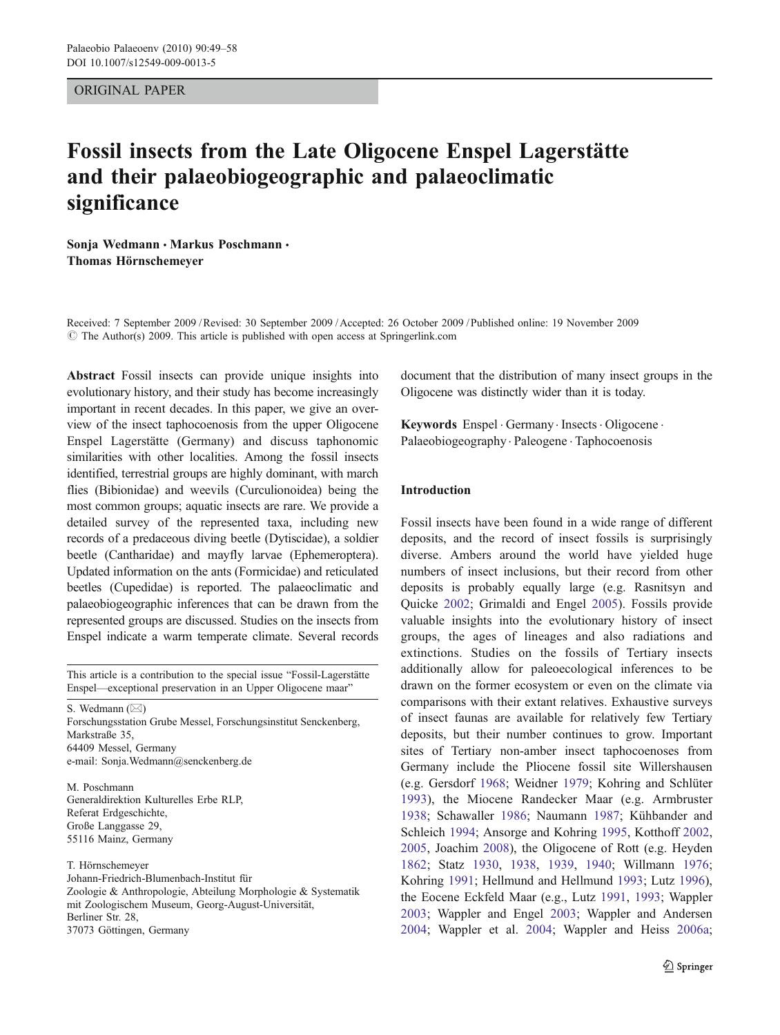ORIGINAL PAPER

# Fossil insects from the Late Oligocene Enspel Lagerstätte and their palaeobiogeographic and palaeoclimatic significance

**Sonja Wedmann · Markus Poschmann · Thomas Hörnschemeyer**

Received: 7 September 2009 / Revised: 30 September 2009 / Accepted: 26 October 2009 / Published online: 19 November 2009
© The Author(s) 2009. This article is published with open access at Springerlink.com

**Abstract** Fossil insects can provide unique insights into evolutionary history, and their study has become increasingly important in recent decades. In this paper, we give an overview of the insect taphocoenosis from the upper Oligocene Enspel Lagerstätte (Germany) and discuss taphonomic similarities with other localities. Among the fossil insects identified, terrestrial groups are highly dominant, with march flies (Bibionidae) and weevils (Curculionoidea) being the most common groups; aquatic insects are rare. We provide a detailed survey of the represented taxa, including new records of a predaceous diving beetle (Dytiscidae), a soldier beetle (Cantharidae) and mayfly larvae (Ephemeroptera). Updated information on the ants (Formicidae) and reticulated beetles (Cupedidae) is reported. The palaeoclimatic and palaeobiogeographic inferences that can be drawn from the represented groups are discussed. Studies on the insects from Enspel indicate a warm temperate climate. Several records document that the distribution of many insect groups in the Oligocene was distinctly wider than it is today.

**Keywords** Enspel · Germany · Insects · Oligocene · Palaeobiogeography · Paleogene · Taphocoenosis

This article is a contribution to the special issue "Fossil-Lagerstätte Enspel—exceptional preservation in an Upper Oligocene maar"

S. Wedmann (✉)
Forschungsstation Grube Messel, Forschungsinstitut Senckenberg,
Markstraße 35,
64409 Messel, Germany
e-mail: Sonja.Wedmann@senckenberg.de

M. Poschmann
Generaldirektion Kulturelles Erbe RLP,
Referat Erdgeschichte,
Große Langgasse 29,
55116 Mainz, Germany

T. Hörnschemeyer
Johann-Friedrich-Blumenbach-Institut für
Zoologie & Anthropologie, Abteilung Morphologie & Systematik
mit Zoologischem Museum, Georg-August-Universität,
Berliner Str. 28,
37073 Göttingen, Germany

## Introduction

Fossil insects have been found in a wide range of different deposits, and the record of insect fossils is surprisingly diverse. Ambers around the world have yielded huge numbers of insect inclusions, but their record from other deposits is probably equally large (e.g. Rasnitsyn and Quicke 2002; Grimaldi and Engel 2005). Fossils provide valuable insights into the evolutionary history of insect groups, the ages of lineages and also radiations and extinctions. Studies on the fossils of Tertiary insects additionally allow for paleoecological inferences to be drawn on the former ecosystem or even on the climate via comparisons with their extant relatives. Exhaustive surveys of insect faunas are available for relatively few Tertiary deposits, but their number continues to grow. Important sites of Tertiary non-amber insect taphocoenoses from Germany include the Pliocene fossil site Willershausen (e.g. Gersdorf 1968; Weidner 1979; Kohring and Schlüter 1993), the Miocene Randecker Maar (e.g. Armbruster 1938; Schawaller 1986; Naumann 1987; Kühbander and Schleich 1994; Ansorge and Kohring 1995, Kotthoff 2002, 2005, Joachim 2008), the Oligocene of Rott (e.g. Heyden 1862; Statz 1930, 1938, 1939, 1940; Willmann 1976; Kohring 1991; Hellmund and Hellmund 1993; Lutz 1996), the Eocene Eckfeld Maar (e.g., Lutz 1991, 1993; Wappler 2003; Wappler and Engel 2003; Wappler and Andersen 2004; Wappler et al. 2004; Wappler and Heiss 2006a;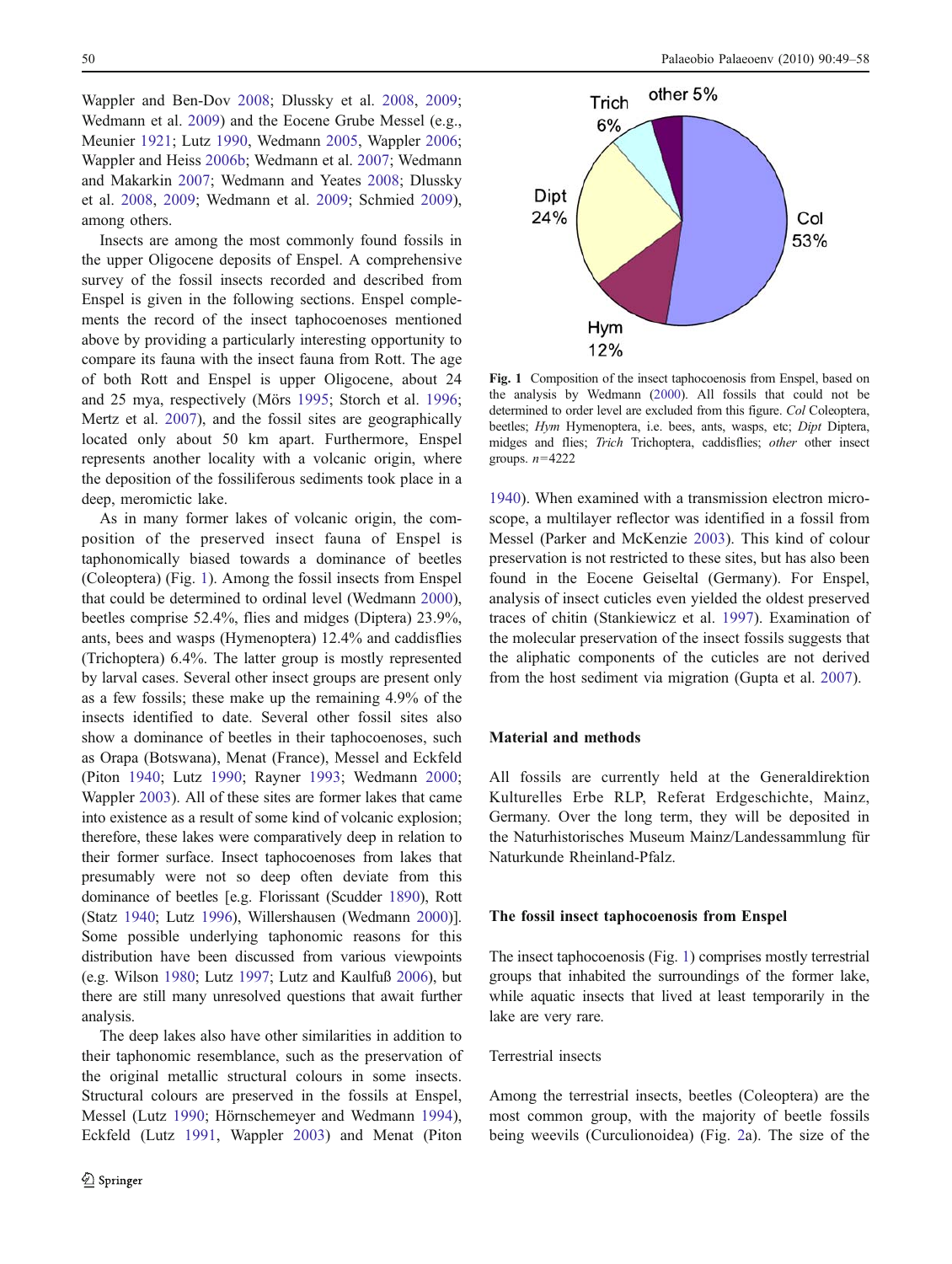Wappler and Ben-Dov 2008; Dlussky et al. 2008, 2009; Wedmann et al. 2009) and the Eocene Grube Messel (e.g., Meunier 1921; Lutz 1990, Wedmann 2005, Wappler 2006; Wappler and Heiss 2006b; Wedmann et al. 2007; Wedmann and Makarkin 2007; Wedmann and Yeates 2008; Dlussky et al. 2008, 2009; Wedmann et al. 2009; Schmied 2009), among others.

Insects are among the most commonly found fossils in the upper Oligocene deposits of Enspel. A comprehensive survey of the fossil insects recorded and described from Enspel is given in the following sections. Enspel complements the record of the insect taphocoenoses mentioned above by providing a particularly interesting opportunity to compare its fauna with the insect fauna from Rott. The age of both Rott and Enspel is upper Oligocene, about 24 and 25 mya, respectively (Mörs 1995; Storch et al. 1996; Mertz et al. 2007), and the fossil sites are geographically located only about 50 km apart. Furthermore, Enspel represents another locality with a volcanic origin, where the deposition of the fossiliferous sediments took place in a deep, meromictic lake.

As in many former lakes of volcanic origin, the composition of the preserved insect fauna of Enspel is taphonomically biased towards a dominance of beetles (Coleoptera) (Fig. 1). Among the fossil insects from Enspel that could be determined to ordinal level (Wedmann 2000), beetles comprise 52.4%, flies and midges (Diptera) 23.9%, ants, bees and wasps (Hymenoptera) 12.4% and caddisflies (Trichoptera) 6.4%. The latter group is mostly represented by larval cases. Several other insect groups are present only as a few fossils; these make up the remaining 4.9% of the insects identified to date. Several other fossil sites also show a dominance of beetles in their taphocoenoses, such as Orapa (Botswana), Menat (France), Messel and Eckfeld (Piton 1940; Lutz 1990; Rayner 1993; Wedmann 2000; Wappler 2003). All of these sites are former lakes that came into existence as a result of some kind of volcanic explosion; therefore, these lakes were comparatively deep in relation to their former surface. Insect taphocoenoses from lakes that presumably were not so deep often deviate from this dominance of beetles [e.g. Florissant (Scudder 1890), Rott (Statz 1940; Lutz 1996), Willershausen (Wedmann 2000)]. Some possible underlying taphonomic reasons for this distribution have been discussed from various viewpoints (e.g. Wilson 1980; Lutz 1997; Lutz and Kaulfuß 2006), but there are still many unresolved questions that await further analysis.

The deep lakes also have other similarities in addition to their taphonomic resemblance, such as the preservation of the original metallic structural colours in some insects. Structural colours are preserved in the fossils at Enspel, Messel (Lutz 1990; Hörnschemeyer and Wedmann 1994), Eckfeld (Lutz 1991, Wappler 2003) and Menat (Piton 1940). When examined with a transmission electron microscope, a multilayer reflector was identified in a fossil from Messel (Parker and McKenzie 2003). This kind of colour preservation is not restricted to these sites, but has also been found in the Eocene Geiseltal (Germany). For Enspel, analysis of insect cuticles even yielded the oldest preserved traces of chitin (Stankiewicz et al. 1997). Examination of the molecular preservation of the insect fossils suggests that the aliphatic components of the cuticles are not derived from the host sediment via migration (Gupta et al. 2007).

Fig. 1 Composition of the insect taphocoenosis from Enspel, based on the analysis by Wedmann (2000). All fossils that could not be determined to order level are excluded from this figure. *Col* Coleoptera, beetles; *Hym* Hymenoptera, i.e. bees, ants, wasps, etc; *Dipt* Diptera, midges and flies; *Trich* Trichoptera, caddisflies; *other* other insect groups. $n=4222$

## Material and methods

All fossils are currently held at the Generaldirektion Kulturelles Erbe RLP, Referat Erdgeschichte, Mainz, Germany. Over the long term, they will be deposited in the Naturhistorisches Museum Mainz/Landessammlung für Naturkunde Rheinland-Pfalz.

## The fossil insect taphocoenosis from Enspel

The insect taphocoenosis (Fig. 1) comprises mostly terrestrial groups that inhabited the surroundings of the former lake, while aquatic insects that lived at least temporarily in the lake are very rare.

### Terrestrial insects

Among the terrestrial insects, beetles (Coleoptera) are the most common group, with the majority of beetle fossils being weevils (Curculionoidea) (Fig. 2a). The size of the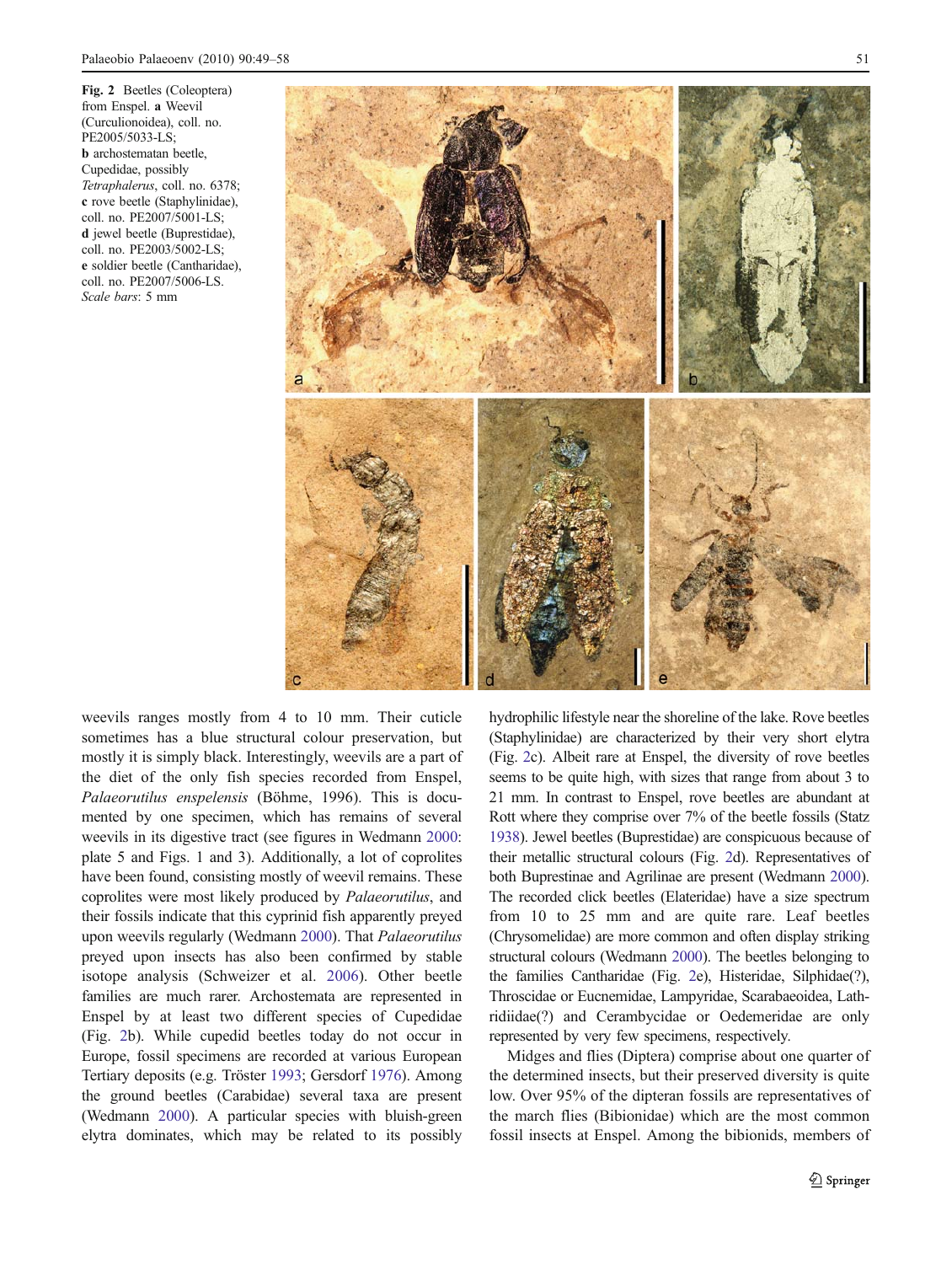**Fig. 2** Beetles (Coleoptera) from Enspel. **a** Weevil (Curculionoidea), coll. no. PE2005/5033-LS; **b** archostematan beetle, Cupedidae, possibly *Tetraphalerus*, coll. no. 6378; **c** rove beetle (Staphylinidae), coll. no. PE2007/5001-LS; **d** jewel beetle (Buprestidae), coll. no. PE2003/5002-LS; **e** soldier beetle (Cantharidae), coll. no. PE2007/5006-LS. *Scale bars*: 5 mm

weevils ranges mostly from 4 to 10 mm. Their cuticle sometimes has a blue structural colour preservation, but mostly it is simply black. Interestingly, weevils are a part of the diet of the only fish species recorded from Enspel, *Palaeorutilus enspelensis* (Böhme, 1996). This is documented by one specimen, which has remains of several weevils in its digestive tract (see figures in Wedmann 2000: plate 5 and Figs. 1 and 3). Additionally, a lot of coprolites have been found, consisting mostly of weevil remains. These coprolites were most likely produced by *Palaeorutilus*, and their fossils indicate that this cyprinid fish apparently preyed upon weevils regularly (Wedmann 2000). That *Palaeorutilus* preyed upon insects has also been confirmed by stable isotope analysis (Schweizer et al. 2006). Other beetle families are much rarer. Archostemata are represented in Enspel by at least two different species of Cupedidae (Fig. 2b). While cupedid beetles today do not occur in Europe, fossil specimens are recorded at various European Tertiary deposits (e.g. Tröster 1993; Gersdorf 1976). Among the ground beetles (Carabidae) several taxa are present (Wedmann 2000). A particular species with bluish-green elytra dominates, which may be related to its possibly hydrophilic lifestyle near the shoreline of the lake. Rove beetles (Staphylinidae) are characterized by their very short elytra (Fig. 2c). Albeit rare at Enspel, the diversity of rove beetles seems to be quite high, with sizes that range from about 3 to 21 mm. In contrast to Enspel, rove beetles are abundant at Rott where they comprise over 7% of the beetle fossils (Statz 1938). Jewel beetles (Buprestidae) are conspicuous because of their metallic structural colours (Fig. 2d). Representatives of both Buprestinae and Agrilinae are present (Wedmann 2000). The recorded click beetles (Elateridae) have a size spectrum from 10 to 25 mm and are quite rare. Leaf beetles (Chrysomelidae) are more common and often display striking structural colours (Wedmann 2000). The beetles belonging to the families Cantharidae (Fig. 2e), Histeridae, Silphidae(?), Throscidae or Eucnemidae, Lampyridae, Scarabaeoidea, Lathridiidae(?) and Cerambycidae or Oedemeridae are only represented by very few specimens, respectively.

Midges and flies (Diptera) comprise about one quarter of the determined insects, but their preserved diversity is quite low. Over 95% of the dipteran fossils are representatives of the march flies (Bibionidae) which are the most common fossil insects at Enspel. Among the bibionids, members of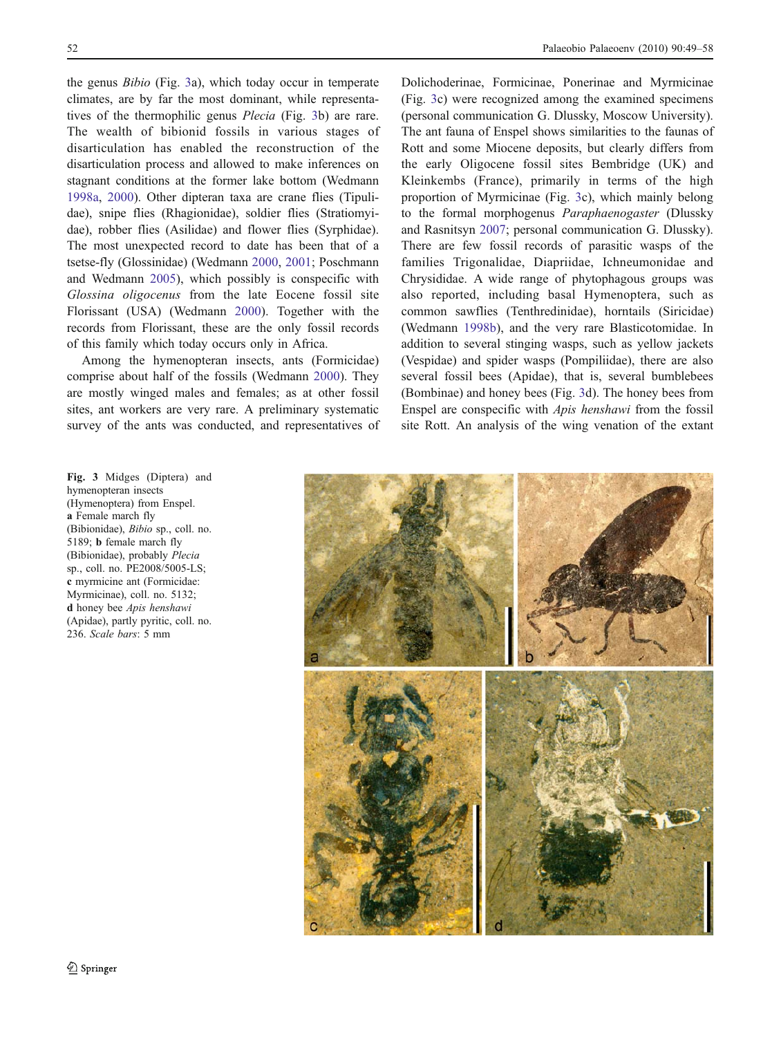the genus *Bibio* (Fig. 3a), which today occur in temperate climates, are by far the most dominant, while representatives of the thermophilic genus *Plecia* (Fig. 3b) are rare. The wealth of bibionid fossils in various stages of disarticulation has enabled the reconstruction of the disarticulation process and allowed to make inferences on stagnant conditions at the former lake bottom (Wedmann 1998a, 2000). Other dipteran taxa are crane flies (Tipulidae), snipe flies (Rhagionidae), soldier flies (Stratiomyidae), robber flies (Asilidae) and flower flies (Syrphidae). The most unexpected record to date has been that of a tsetse-fly (Glossinidae) (Wedmann 2000, 2001; Poschmann and Wedmann 2005), which possibly is conspecific with *Glossina oligocenus* from the late Eocene fossil site Florissant (USA) (Wedmann 2000). Together with the records from Florissant, these are the only fossil records of this family which today occurs only in Africa.

Among the hymenopteran insects, ants (Formicidae) comprise about half of the fossils (Wedmann 2000). They are mostly winged males and females; as at other fossil sites, ant workers are very rare. A preliminary systematic survey of the ants was conducted, and representatives of Dolichoderinae, Formicinae, Ponerinae and Myrmicinae (Fig. 3c) were recognized among the examined specimens (personal communication G. Dlussky, Moscow University). The ant fauna of Enspel shows similarities to the faunas of Rott and some Miocene deposits, but clearly differs from the early Oligocene fossil sites Bembridge (UK) and Kleinkembs (France), primarily in terms of the high proportion of Myrmicinae (Fig. 3c), which mainly belong to the formal morphogenus *Paraphaenogaster* (Dlussky and Rasnitsyn 2007; personal communication G. Dlussky). There are few fossil records of parasitic wasps of the families Trigonalidae, Diapriidae, Ichneumonidae and Chrysididae. A wide range of phytophagous groups was also reported, including basal Hymenoptera, such as common sawflies (Tenthredinidae), horntails (Siricidae) (Wedmann 1998b), and the very rare Blasticotomidae. In addition to several stinging wasps, such as yellow jackets (Vespidae) and spider wasps (Pompiliidae), there are also several fossil bees (Apidae), that is, several bumblebees (Bombinae) and honey bees (Fig. 3d). The honey bees from Enspel are conspecific with *Apis henshawi* from the fossil site Rott. An analysis of the wing venation of the extant

**Fig. 3** Midges (Diptera) and hymenopteran insects (Hymenoptera) from Enspel. **a** Female march fly (Bibionidae), *Bibio* sp., coll. no. 5189; **b** female march fly (Bibionidae), probably *Plecia* sp., coll. no. PE2008/5005-LS; **c** myrmicine ant (Formicidae: Myrmicinae), coll. no. 5132; **d** honey bee *Apis henshawi* (Apidae), partly pyritic, coll. no. 236. *Scale bars*: 5 mm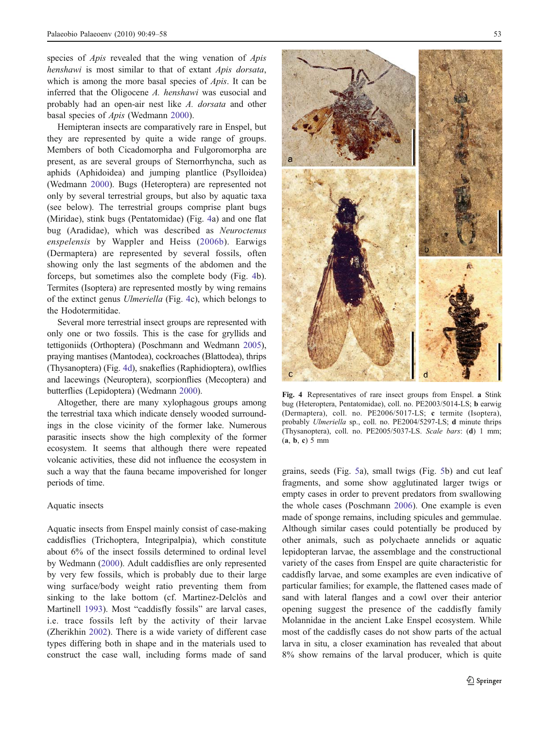species of *Apis* revealed that the wing venation of *Apis henshawi* is most similar to that of extant *Apis dorsata*, which is among the more basal species of *Apis*. It can be inferred that the Oligocene *A. henshawi* was eusocial and probably had an open-air nest like *A. dorsata* and other basal species of *Apis* (Wedmann 2000).

Hemipteran insects are comparatively rare in Enspel, but they are represented by quite a wide range of groups. Members of both Cicadomorpha and Fulgoromorpha are present, as are several groups of Sternorrhyncha, such as aphids (Aphidoidea) and jumping plantlice (Psylloidea) (Wedmann 2000). Bugs (Heteroptera) are represented not only by several terrestrial groups, but also by aquatic taxa (see below). The terrestrial groups comprise plant bugs (Miridae), stink bugs (Pentatomidae) (Fig. 4a) and one flat bug (Aradidae), which was described as *Neuroctenus enspelensis* by Wappler and Heiss (2006b). Earwigs (Dermaptera) are represented by several fossils, often showing only the last segments of the abdomen and the forceps, but sometimes also the complete body (Fig. 4b). Termites (Isoptera) are represented mostly by wing remains of the extinct genus *Ulmeriella* (Fig. 4c), which belongs to the Hodotermitidae.

Several more terrestrial insect groups are represented with only one or two fossils. This is the case for gryllids and tettigoniids (Orthoptera) (Poschmann and Wedmann 2005), praying mantises (Mantodea), cockroaches (Blattodea), thrips (Thysanoptera) (Fig. 4d), snakeflies (Raphidioptera), owlflies and lacewings (Neuroptera), scorpionflies (Mecoptera) and butterflies (Lepidoptera) (Wedmann 2000).

Altogether, there are many xylophagous groups among the terrestrial taxa which indicate densely wooded surroundings in the close vicinity of the former lake. Numerous parasitic insects show the high complexity of the former ecosystem. It seems that although there were repeated volcanic activities, these did not influence the ecosystem in such a way that the fauna became impoverished for longer periods of time.

## Aquatic insects

Aquatic insects from Enspel mainly consist of case-making caddisflies (Trichoptera, Integripalpia), which constitute about 6% of the insect fossils determined to ordinal level by Wedmann (2000). Adult caddisflies are only represented by very few fossils, which is probably due to their large wing surface/body weight ratio preventing them from sinking to the lake bottom (cf. Martinez-Delclòs and Martinell 1993). Most "caddisfly fossils" are larval cases, i.e. trace fossils left by the activity of their larvae (Zherikhin 2002). There is a wide variety of different case types differing both in shape and in the materials used to construct the case wall, including forms made of sand grains, seeds (Fig. 5a), small twigs (Fig. 5b) and cut leaf fragments, and some show agglutinated larger twigs or empty cases in order to prevent predators from swallowing the whole cases (Poschmann 2006). One example is even made of sponge remains, including spicules and gemmulae. Although similar cases could potentially be produced by other animals, such as polychaete annelids or aquatic lepidopteran larvae, the assemblage and the constructional variety of the cases from Enspel are quite characteristic for caddisfly larvae, and some examples are even indicative of particular families; for example, the flattened cases made of sand with lateral flanges and a cowl over their anterior opening suggest the presence of the caddisfly family Molannidae in the ancient Lake Enspel ecosystem. While most of the caddisfly cases do not show parts of the actual larva in situ, a closer examination has revealed that about 8% show remains of the larval producer, which is quite

**Fig. 4** Representatives of rare insect groups from Enspel. **a** Stink bug (Heteroptera, Pentatomidae), coll. no. PE2003/5014-LS; **b** earwig (Dermaptera), coll. no. PE2006/5017-LS; **c** termite (Isoptera), probably *Ulmeriella* sp., coll. no. PE2004/5297-LS; **d** minute thrips (Thysanoptera), coll. no. PE2005/5037-LS. *Scale bars*: (**d**) 1 mm; (**a**, **b**, **c**) 5 mm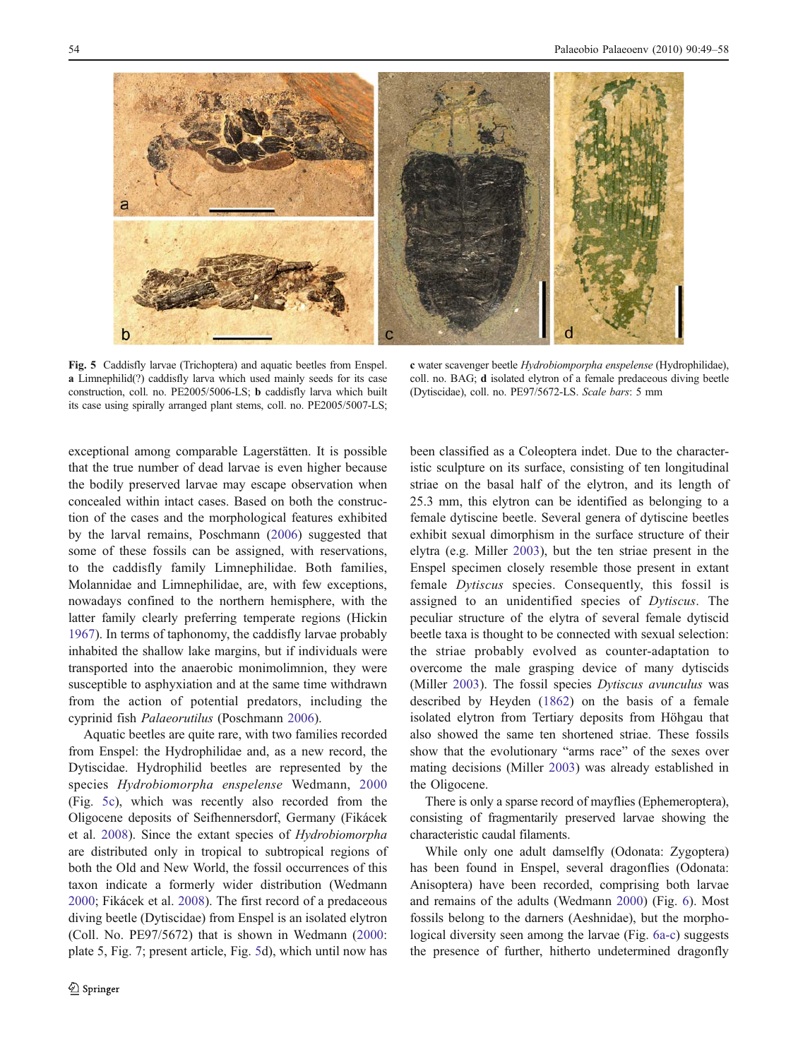**Fig. 5** Caddisfly larvae (Trichoptera) and aquatic beetles from Enspel. **a** Limnephilid(?) caddisfly larva which used mainly seeds for its case construction, coll. no. PE2005/5006-LS; **b** caddisfly larva which built its case using spirally arranged plant stems, coll. no. PE2005/5007-LS; **c** water scavenger beetle *Hydrobiomporpha enspelense* (Hydrophilidae), coll. no. BAG; **d** isolated elytron of a female predaceous diving beetle (Dytiscidae), coll. no. PE97/5672-LS. *Scale bars*: 5 mm

exceptional among comparable Lagerstätten. It is possible that the true number of dead larvae is even higher because the bodily preserved larvae may escape observation when concealed within intact cases. Based on both the construction of the cases and the morphological features exhibited by the larval remains, Poschmann (2006) suggested that some of these fossils can be assigned, with reservations, to the caddisfly family Limnephilidae. Both families, Molannidae and Limnephilidae, are, with few exceptions, nowadays confined to the northern hemisphere, with the latter family clearly preferring temperate regions (Hickin 1967). In terms of taphonomy, the caddisfly larvae probably inhabited the shallow lake margins, but if individuals were transported into the anaerobic monimolimnion, they were susceptible to asphyxiation and at the same time withdrawn from the action of potential predators, including the cyprinid fish *Palaeorutilus* (Poschmann 2006).

Aquatic beetles are quite rare, with two families recorded from Enspel: the Hydrophilidae and, as a new record, the Dytiscidae. Hydrophilid beetles are represented by the species *Hydrobiomorpha enspelense* Wedmann, 2000 (Fig. 5c), which was recently also recorded from the Oligocene deposits of Seifhennersdorf, Germany (Fikácek et al. 2008). Since the extant species of *Hydrobiomorpha* are distributed only in tropical to subtropical regions of both the Old and New World, the fossil occurrences of this taxon indicate a formerly wider distribution (Wedmann 2000; Fikácek et al. 2008). The first record of a predaceous diving beetle (Dytiscidae) from Enspel is an isolated elytron (Coll. No. PE97/5672) that is shown in Wedmann (2000: plate 5, Fig. 7; present article, Fig. 5d), which until now has been classified as a Coleoptera indet. Due to the characteristic sculpture on its surface, consisting of ten longitudinal striae on the basal half of the elytron, and its length of 25.3 mm, this elytron can be identified as belonging to a female dytiscine beetle. Several genera of dytiscine beetles exhibit sexual dimorphism in the surface structure of their elytra (e.g. Miller 2003), but the ten striae present in the Enspel specimen closely resemble those present in extant female *Dytiscus* species. Consequently, this fossil is assigned to an unidentified species of *Dytiscus*. The peculiar structure of the elytra of several female dytiscid beetle taxa is thought to be connected with sexual selection: the striae probably evolved as counter-adaptation to overcome the male grasping device of many dytiscids (Miller 2003). The fossil species *Dytiscus avunculus* was described by Heyden (1862) on the basis of a female isolated elytron from Tertiary deposits from Höhgau that also showed the same ten shortened striae. These fossils show that the evolutionary "arms race" of the sexes over mating decisions (Miller 2003) was already established in the Oligocene.

There is only a sparse record of mayflies (Ephemeroptera), consisting of fragmentarily preserved larvae showing the characteristic caudal filaments.

While only one adult damselfly (Odonata: Zygoptera) has been found in Enspel, several dragonflies (Odonata: Anisoptera) have been recorded, comprising both larvae and remains of the adults (Wedmann 2000) (Fig. 6). Most fossils belong to the darners (Aeshnidae), but the morphological diversity seen among the larvae (Fig. 6a-c) suggests the presence of further, hitherto undetermined dragonfly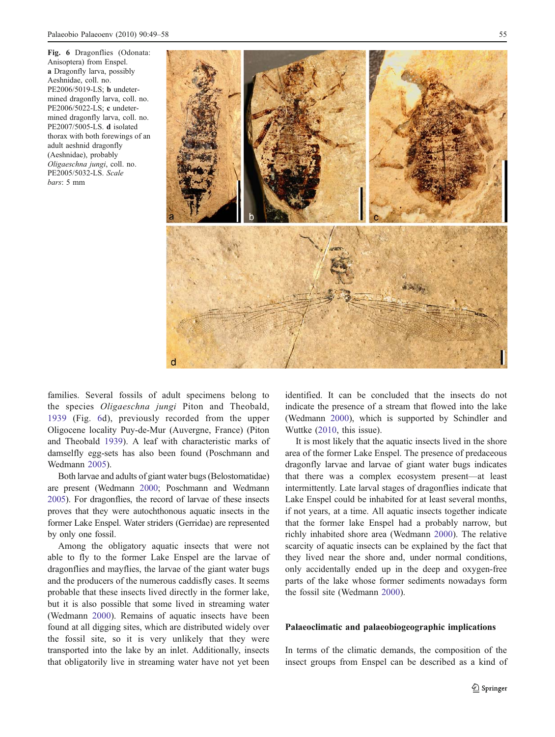**Fig. 6** Dragonflies (Odonata: Anisoptera) from Enspel. **a** Dragonfly larva, possibly Aeshnidae, coll. no. PE2006/5019-LS; **b** undetermined dragonfly larva, coll. no. PE2006/5022-LS; **c** undetermined dragonfly larva, coll. no. PE2007/5005-LS. **d** isolated thorax with both forewings of an adult aeshnid dragonfly (Aeshnidae), probably *Oligaeschna jungi*, coll. no. PE2005/5032-LS. *Scale bars*: 5 mm

families. Several fossils of adult specimens belong to the species *Oligaeschna jungi* Piton and Theobald, 1939 (Fig. 6d), previously recorded from the upper Oligocene locality Puy-de-Mur (Auvergne, France) (Piton and Theobald 1939). A leaf with characteristic marks of damselfly egg-sets has also been found (Poschmann and Wedmann 2005).

Both larvae and adults of giant water bugs (Belostomatidae) are present (Wedmann 2000; Poschmann and Wedmann 2005). For dragonflies, the record of larvae of these insects proves that they were autochthonous aquatic insects in the former Lake Enspel. Water striders (Gerridae) are represented by only one fossil.

Among the obligatory aquatic insects that were not able to fly to the former Lake Enspel are the larvae of dragonflies and mayflies, the larvae of the giant water bugs and the producers of the numerous caddisfly cases. It seems probable that these insects lived directly in the former lake, but it is also possible that some lived in streaming water (Wedmann 2000). Remains of aquatic insects have been found at all digging sites, which are distributed widely over the fossil site, so it is very unlikely that they were transported into the lake by an inlet. Additionally, insects that obligatorily live in streaming water have not yet been identified. It can be concluded that the insects do not indicate the presence of a stream that flowed into the lake (Wedmann 2000), which is supported by Schindler and Wuttke (2010, this issue).

It is most likely that the aquatic insects lived in the shore area of the former Lake Enspel. The presence of predaceous dragonfly larvae and larvae of giant water bugs indicates that there was a complex ecosystem present—at least intermittently. Late larval stages of dragonflies indicate that Lake Enspel could be inhabited for at least several months, if not years, at a time. All aquatic insects together indicate that the former lake Enspel had a probably narrow, but richly inhabited shore area (Wedmann 2000). The relative scarcity of aquatic insects can be explained by the fact that they lived near the shore and, under normal conditions, only accidentally ended up in the deep and oxygen-free parts of the lake whose former sediments nowadays form the fossil site (Wedmann 2000).

## Palaeoclimatic and palaeobiogeographic implications

In terms of the climatic demands, the composition of the insect groups from Enspel can be described as a kind of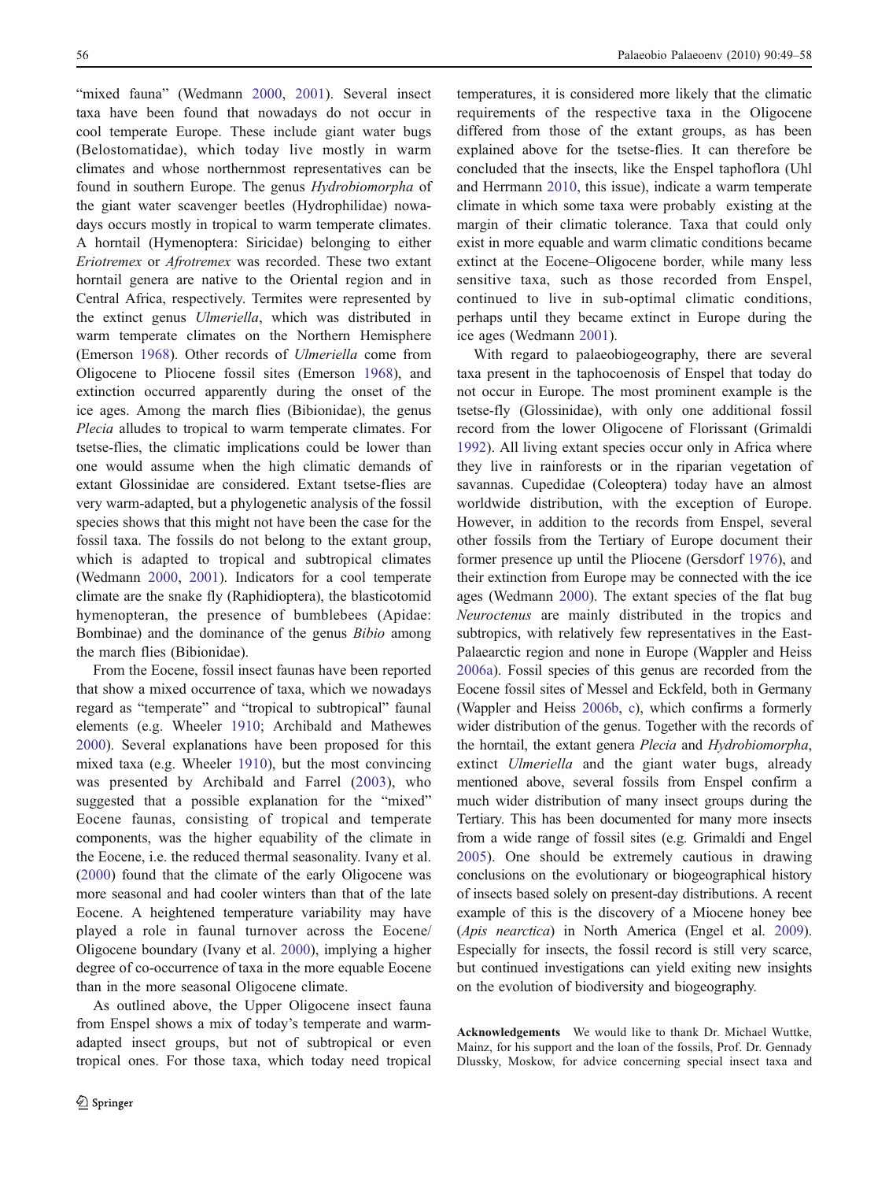"mixed fauna" (Wedmann 2000, 2001). Several insect taxa have been found that nowadays do not occur in cool temperate Europe. These include giant water bugs (Belostomatidae), which today live mostly in warm climates and whose northernmost representatives can be found in southern Europe. The genus *Hydrobiomorpha* of the giant water scavenger beetles (Hydrophilidae) nowadays occurs mostly in tropical to warm temperate climates. A horntail (Hymenoptera: Siricidae) belonging to either *Eriotremex* or *Afrotremex* was recorded. These two extant horntail genera are native to the Oriental region and in Central Africa, respectively. Termites were represented by the extinct genus *Ulmeriella*, which was distributed in warm temperate climates on the Northern Hemisphere (Emerson 1968). Other records of *Ulmeriella* come from Oligocene to Pliocene fossil sites (Emerson 1968), and extinction occurred apparently during the onset of the ice ages. Among the march flies (Bibionidae), the genus *Plecia* alludes to tropical to warm temperate climates. For tsetse-flies, the climatic implications could be lower than one would assume when the high climatic demands of extant Glossinidae are considered. Extant tsetse-flies are very warm-adapted, but a phylogenetic analysis of the fossil species shows that this might not have been the case for the fossil taxa. The fossils do not belong to the extant group, which is adapted to tropical and subtropical climates (Wedmann 2000, 2001). Indicators for a cool temperate climate are the snake fly (Raphidioptera), the blasticotomid hymenopteran, the presence of bumblebees (Apidae: Bombinae) and the dominance of the genus *Bibio* among the march flies (Bibionidae).

From the Eocene, fossil insect faunas have been reported that show a mixed occurrence of taxa, which we nowadays regard as "temperate" and "tropical to subtropical" faunal elements (e.g. Wheeler 1910; Archibald and Mathewes 2000). Several explanations have been proposed for this mixed taxa (e.g. Wheeler 1910), but the most convincing was presented by Archibald and Farrel (2003), who suggested that a possible explanation for the "mixed" Eocene faunas, consisting of tropical and temperate components, was the higher equability of the climate in the Eocene, i.e. the reduced thermal seasonality. Ivany et al. (2000) found that the climate of the early Oligocene was more seasonal and had cooler winters than that of the late Eocene. A heightened temperature variability may have played a role in faunal turnover across the Eocene/Oligocene boundary (Ivany et al. 2000), implying a higher degree of co-occurrence of taxa in the more equable Eocene than in the more seasonal Oligocene climate.

As outlined above, the Upper Oligocene insect fauna from Enspel shows a mix of today's temperate and warm-adapted insect groups, but not of subtropical or even tropical ones. For those taxa, which today need tropical temperatures, it is considered more likely that the climatic requirements of the respective taxa in the Oligocene differed from those of the extant groups, as has been explained above for the tsetse-flies. It can therefore be concluded that the insects, like the Enspel taphoflora (Uhl and Herrmann 2010, this issue), indicate a warm temperate climate in which some taxa were probably existing at the margin of their climatic tolerance. Taxa that could only exist in more equable and warm climatic conditions became extinct at the Eocene–Oligocene border, while many less sensitive taxa, such as those recorded from Enspel, continued to live in sub-optimal climatic conditions, perhaps until they became extinct in Europe during the ice ages (Wedmann 2001).

With regard to palaeobiogeography, there are several taxa present in the taphocoenosis of Enspel that today do not occur in Europe. The most prominent example is the tsetse-fly (Glossinidae), with only one additional fossil record from the lower Oligocene of Florissant (Grimaldi 1992). All living extant species occur only in Africa where they live in rainforests or in the riparian vegetation of savannas. Cupedidae (Coleoptera) today have an almost worldwide distribution, with the exception of Europe. However, in addition to the records from Enspel, several other fossils from the Tertiary of Europe document their former presence up until the Pliocene (Gersdorf 1976), and their extinction from Europe may be connected with the ice ages (Wedmann 2000). The extant species of the flat bug *Neuroctenus* are mainly distributed in the tropics and subtropics, with relatively few representatives in the East-Palaearctic region and none in Europe (Wappler and Heiss 2006a). Fossil species of this genus are recorded from the Eocene fossil sites of Messel and Eckfeld, both in Germany (Wappler and Heiss 2006b, c), which confirms a formerly wider distribution of the genus. Together with the records of the horntail, the extant genera *Plecia* and *Hydrobiomorpha*, extinct *Ulmeriella* and the giant water bugs, already mentioned above, several fossils from Enspel confirm a much wider distribution of many insect groups during the Tertiary. This has been documented for many more insects from a wide range of fossil sites (e.g. Grimaldi and Engel 2005). One should be extremely cautious in drawing conclusions on the evolutionary or biogeographical history of insects based solely on present-day distributions. A recent example of this is the discovery of a Miocene honey bee (*Apis nearctica*) in North America (Engel et al. 2009). Especially for insects, the fossil record is still very scarce, but continued investigations can yield exiting new insights on the evolution of biodiversity and biogeography.

**Acknowledgements** We would like to thank Dr. Michael Wuttke, Mainz, for his support and the loan of the fossils, Prof. Dr. Gennady Dlussky, Moskow, for advice concerning special insect taxa and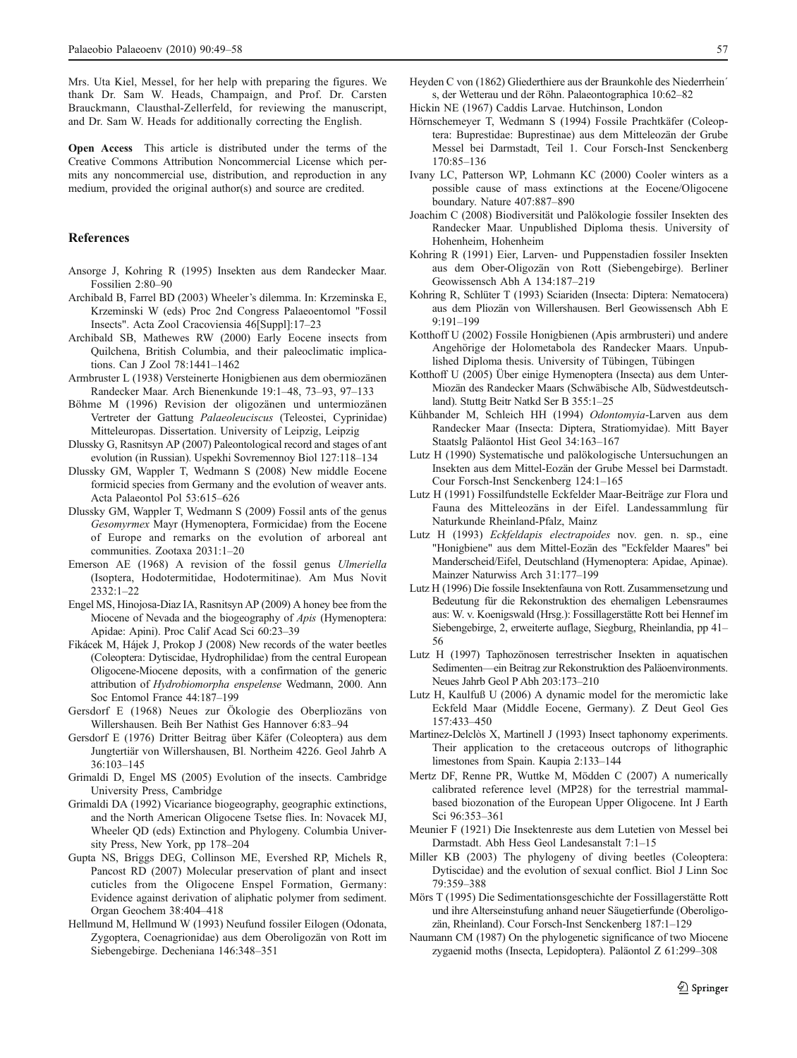Mrs. Uta Kiel, Messel, for her help with preparing the figures. We thank Dr. Sam W. Heads, Champaign, and Prof. Dr. Carsten Brauckmann, Clausthal-Zellerfeld, for reviewing the manuscript, and Dr. Sam W. Heads for additionally correcting the English.

**Open Access** This article is distributed under the terms of the Creative Commons Attribution Noncommercial License which permits any noncommercial use, distribution, and reproduction in any medium, provided the original author(s) and source are credited.

## References

Ansorge J, Kohring R (1995) Insekten aus dem Randecker Maar. Fossilien 2:80–90

Archibald B, Farrel BD (2003) Wheeler's dilemma. In: Krzeminska E, Krzeminski W (eds) Proc 2nd Congress Palaeoentomol "Fossil Insects". Acta Zool Cracoviensia 46[Suppl]:17–23

Archibald SB, Mathewes RW (2000) Early Eocene insects from Quilchena, British Columbia, and their paleoclimatic implications. Can J Zool 78:1441–1462

Armbruster L (1938) Versteinerte Honigbienen aus dem obermiozänen Randecker Maar. Arch Bienenkunde 19:1–48, 73–93, 97–133

Böhme M (1996) Revision der oligozänen und untermiozänen Vertreter der Gattung *Palaeoleuciscus* (Teleostei, Cyprinidae) Mitteleuropas. Dissertation. University of Leipzig, Leipzig

Dlussky G, Rasnitsyn AP (2007) Paleontological record and stages of ant evolution (in Russian). Uspekhi Sovremennoy Biol 127:118–134

Dlussky GM, Wappler T, Wedmann S (2008) New middle Eocene formicid species from Germany and the evolution of weaver ants. Acta Palaeontol Pol 53:615–626

Dlussky GM, Wappler T, Wedmann S (2009) Fossil ants of the genus *Gesomyrmex* Mayr (Hymenoptera, Formicidae) from the Eocene of Europe and remarks on the evolution of arboreal ant communities. Zootaxa 2031:1–20

Emerson AE (1968) A revision of the fossil genus *Ulmeriella* (Isoptera, Hodotermitidae, Hodotermitinae). Am Mus Novit 2332:1–22

Engel MS, Hinojosa-Diaz IA, Rasnitsyn AP (2009) A honey bee from the Miocene of Nevada and the biogeography of *Apis* (Hymenoptera: Apidae: Apini). Proc Calif Acad Sci 60:23–39

Fikácek M, Hájek J, Prokop J (2008) New records of the water beetles (Coleoptera: Dytiscidae, Hydrophilidae) from the central European Oligocene-Miocene deposits, with a confirmation of the generic attribution of *Hydrobiomorpha enspelense* Wedmann, 2000. Ann Soc Entomol France 44:187–199

Gersdorf E (1968) Neues zur Ökologie des Oberpliozäns von Willershausen. Beih Ber Nathist Ges Hannover 6:83–94

Gersdorf E (1976) Dritter Beitrag über Käfer (Coleoptera) aus dem Jungtertiär von Willershausen, Bl. Northeim 4226. Geol Jahrb A 36:103–145

Grimaldi D, Engel MS (2005) Evolution of the insects. Cambridge University Press, Cambridge

Grimaldi DA (1992) Vicariance biogeography, geographic extinctions, and the North American Oligocene Tsetse flies. In: Novacek MJ, Wheeler QD (eds) Extinction and Phylogeny. Columbia University Press, New York, pp 178–204

Gupta NS, Briggs DEG, Collinson ME, Evershed RP, Michels R, Pancost RD (2007) Molecular preservation of plant and insect cuticles from the Oligocene Enspel Formation, Germany: Evidence against derivation of aliphatic polymer from sediment. Organ Geochem 38:404–418

Hellmund M, Hellmund W (1993) Neufund fossiler Eilogen (Odonata, Zygoptera, Coenagrionidae) aus dem Oberoligozän von Rott im Siebengebirge. Decheniana 146:348–351

Heyden C von (1862) Gliederthiere aus der Braunkohle des Niederrhein´s, der Wetterau und der Röhn. Palaeontographica 10:62–82

Hickin NE (1967) Caddis Larvae. Hutchinson, London

Hörnschemeyer T, Wedmann S (1994) Fossile Prachtkäfer (Coleoptera: Buprestidae: Buprestinae) aus dem Mitteleozän der Grube Messel bei Darmstadt, Teil 1. Cour Forsch-Inst Senckenberg 170:85–136

Ivany LC, Patterson WP, Lohmann KC (2000) Cooler winters as a possible cause of mass extinctions at the Eocene/Oligocene boundary. Nature 407:887–890

Joachim C (2008) Biodiversität und Paläkologie fossiler Insekten des Randecker Maar. Unpublished Diploma thesis. University of Hohenheim, Hohenheim

Kohring R (1991) Eier, Larven- und Puppenstadien fossiler Insekten aus dem Ober-Oligozän von Rott (Siebengebirge). Berliner Geowissensch Abh A 134:187–219

Kohring R, Schlüter T (1993) Sciariden (Insecta: Diptera: Nematocera) aus dem Pliozän von Willershausen. Berl Geowissensch Abh E 9:191–199

Kotthoff U (2002) Fossile Honigbienen (Apis armbrusteri) und andere Angehörige der Holometabola des Randecker Maars. Unpublished Diploma thesis. University of Tübingen, Tübingen

Kotthoff U (2005) Über einige Hymenoptera (Insecta) aus dem Unter-Miozän des Randecker Maars (Schwäbische Alb, Südwestdeutschland). Stuttg Beitr Natkd Ser B 355:1–25

Kühbander M, Schleich HH (1994) *Odontomyia*-Larven aus dem Randecker Maar (Insecta: Diptera, Stratiomyidae). Mitt Bayer Staatslg Paläontol Hist Geol 34:163–167

Lutz H (1990) Systematische und palökologische Untersuchungen an Insekten aus dem Mittel-Eozän der Grube Messel bei Darmstadt. Cour Forsch-Inst Senckenberg 124:1–165

Lutz H (1991) Fossilfundstelle Eckfelder Maar-Beiträge zur Flora und Fauna des Mitteleozäns in der Eifel. Landessammlung für Naturkunde Rheinland-Pfalz, Mainz

Lutz H (1993) *Eckfeldapis electrapoides* nov. gen. n. sp., eine "Honigbiene" aus dem Mittel-Eozän des "Eckfelder Maares" bei Manderscheid/Eifel, Deutschland (Hymenoptera: Apidae, Apinae). Mainzer Naturwiss Arch 31:177–199

Lutz H (1996) Die fossile Insektenfauna von Rott. Zusammensetzung und Bedeutung für die Rekonstruktion des ehemaligen Lebensraumes aus: W. v. Koenigswald (Hrsg.): Fossillagerstätte Rott bei Hennef im Siebengebirge, 2, erweiterte auflage, Siegburg, Rheinlandia, pp 41–56

Lutz H (1997) Taphozönosen terrestrischer Insekten in aquatischen Sedimenten—ein Beitrag zur Rekonstruktion des Paläoenvironments. Neues Jahrb Geol P Abh 203:173–210

Lutz H, Kaulfuß U (2006) A dynamic model for the meromictic lake Eckfeld Maar (Middle Eocene, Germany). Z Deut Geol Ges 157:433–450

Martinez-Delclòs X, Martinell J (1993) Insect taphonomy experiments. Their application to the cretaceous outcrops of lithographic limestones from Spain. Kaupia 2:133–144

Mertz DF, Renne PR, Wuttke M, Mödden C (2007) A numerically calibrated reference level (MP28) for the terrestrial mammal-based biozonation of the European Upper Oligocene. Int J Earth Sci 96:353–361

Meunier F (1921) Die Insektenreste aus dem Lutetien von Messel bei Darmstadt. Abh Hess Geol Landesanstalt 7:1–15

Miller KB (2003) The phylogeny of diving beetles (Coleoptera: Dytiscidae) and the evolution of sexual conflict. Biol J Linn Soc 79:359–388

Mörs T (1995) Die Sedimentationsgeschichte der Fossillagerstätte Rott und ihre Alterseinstufung anhand neuer Säugetierfunde (Oberoligozän, Rheinland). Cour Forsch-Inst Senckenberg 187:1–129

Naumann CM (1987) On the phylogenetic significance of two Miocene zygaenid moths (Insecta, Lepidoptera). Paläontol Z 61:299–308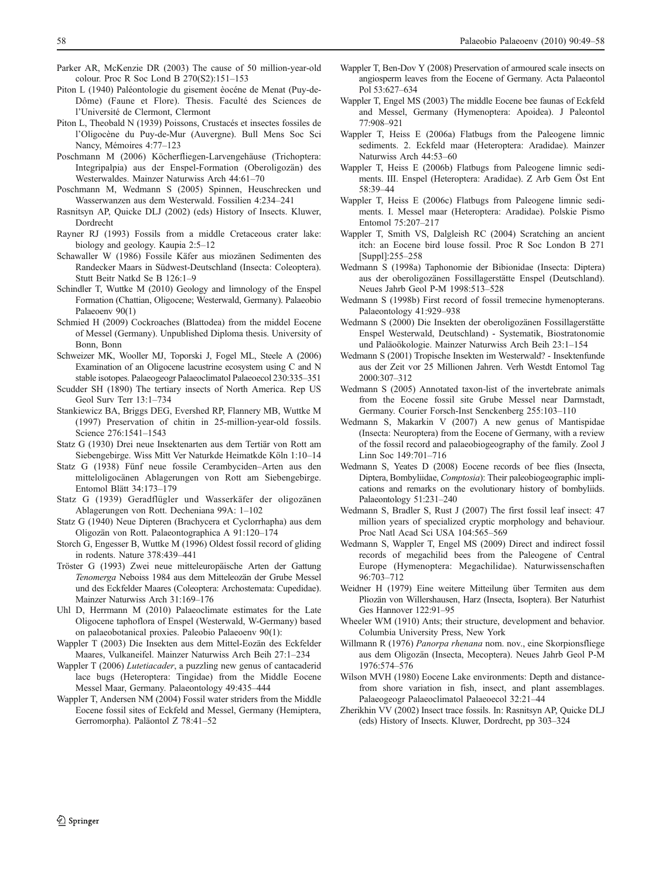Parker AR, McKenzie DR (2003) The cause of 50 million-year-old colour. Proc R Soc Lond B 270(S2):151–153

Piton L (1940) Paléontologie du gisement èocéne de Menat (Puy-de-Dôme) (Faune et Flore). Thesis. Faculté des Sciences de l'Université de Clermont, Clermont

Piton L, Theobald N (1939) Poissons, Crustacés et insectes fossiles de l'Oligocène du Puy-de-Mur (Auvergne). Bull Mens Soc Sci Nancy, Mémoires 4:77–123

Poschmann M (2006) Köcherfliegen-Larvengehäuse (Trichoptera: Integripalpia) aus der Enspel-Formation (Oberoligozän) des Westerwaldes. Mainzer Naturwiss Arch 44:61–70

Poschmann M, Wedmann S (2005) Spinnen, Heuschrecken und Wasserwanzen aus dem Westerwald. Fossilien 4:234–241

Rasnitsyn AP, Quicke DLJ (2002) (eds) History of Insects. Kluwer, Dordrecht

Rayner RJ (1993) Fossils from a middle Cretaceous crater lake: biology and geology. Kaupia 2:5–12

Schawaller W (1986) Fossile Käfer aus miozänen Sedimenten des Randecker Maars in Südwest-Deutschland (Insecta: Coleoptera). Stutt Beitr Natkd Se B 126:1–9

Schindler T, Wuttke M (2010) Geology and limnology of the Enspel Formation (Chattian, Oligocene; Westerwald, Germany). Palaeobio Palaeoenv 90(1)

Schmied H (2009) Cockroaches (Blattodea) from the middel Eocene of Messel (Germany). Unpublished Diploma thesis. University of Bonn, Bonn

Schweizer MK, Wooller MJ, Toporski J, Fogel ML, Steele A (2006) Examination of an Oligocene lacustrine ecosystem using C and N stable isotopes. Palaeogeogr Palaeoclimatol Palaeoecol 230:335–351

Scudder SH (1890) The tertiary insects of North America. Rep US Geol Surv Terr 13:1–734

Stankiewicz BA, Briggs DEG, Evershed RP, Flannery MB, Wuttke M (1997) Preservation of chitin in 25-million-year-old fossils. Science 276:1541–1543

Statz G (1930) Drei neue Insektenarten aus dem Tertiär von Rott am Siebengebirge. Wiss Mitt Ver Naturkde Heimatkde Köln 1:10–14

Statz G (1938) Fünf neue fossile Cerambyciden–Arten aus den mitteloligocänen Ablagerungen von Rott am Siebengebirge. Entomol Blätt 34:173–179

Statz G (1939) Geradflügler und Wasserkäfer der oligozänen Ablagerungen von Rott. Decheniana 99A: 1–102

Statz G (1940) Neue Dipteren (Brachycera et Cyclorrhapha) aus dem Oligozän von Rott. Palaeontographica A 91:120–174

Storch G, Engesser B, Wuttke M (1996) Oldest fossil record of gliding in rodents. Nature 378:439–441

Tröster G (1993) Zwei neue mitteleuropäische Arten der Gattung *Tenomerga* Neboiss 1984 aus dem Mitteleozän der Grube Messel und des Eckfelder Maares (Coleoptera: Archostemata: Cupedidae). Mainzer Naturwiss Arch 31:169–176

Uhl D, Herrmann M (2010) Palaeoclimate estimates for the Late Oligocene taphoflora of Enspel (Westerwald, W-Germany) based on palaeobotanical proxies. Paleobio Palaeoenv 90(1):

Wappler T (2003) Die Insekten aus dem Mittel-Eozän des Eckfelder Maares, Vulkaneifel. Mainzer Naturwiss Arch Beih 27:1–234

Wappler T (2006) *Lutetiacader*, a puzzling new genus of cantacaderid lace bugs (Heteroptera: Tingidae) from the Middle Eocene Messel Maar, Germany. Palaeontology 49:435–444

Wappler T, Andersen NM (2004) Fossil water striders from the Middle Eocene fossil sites of Eckfeld and Messel, Germany (Hemiptera, Gerromorpha). Paläontol Z 78:41–52

Wappler T, Ben-Dov Y (2008) Preservation of armoured scale insects on angiosperm leaves from the Eocene of Germany. Acta Palaeontol Pol 53:627–634

Wappler T, Engel MS (2003) The middle Eocene bee faunas of Eckfeld and Messel, Germany (Hymenoptera: Apoidea). J Paleontol 77:908–921

Wappler T, Heiss E (2006a) Flatbugs from the Paleogene limnic sediments. 2. Eckfeld maar (Heteroptera: Aradidae). Mainzer Naturwiss Arch 44:53–60

Wappler T, Heiss E (2006b) Flatbugs from Paleogene limnic sediments. III. Enspel (Heteroptera: Aradidae). Z Arb Gem Öst Ent 58:39–44

Wappler T, Heiss E (2006c) Flatbugs from Paleogene limnic sediments. I. Messel maar (Heteroptera: Aradidae). Polskie Pismo Entomol 75:207–217

Wappler T, Smith VS, Dalgleish RC (2004) Scratching an ancient itch: an Eocene bird louse fossil. Proc R Soc London B 271 [Suppl]:255–258

Wedmann S (1998a) Taphonomie der Bibionidae (Insecta: Diptera) aus der oberoligozänen Fossillagerstätte Enspel (Deutschland). Neues Jahrb Geol P-M 1998:513–528

Wedmann S (1998b) First record of fossil tremecine hymenopterans. Palaeontology 41:929–938

Wedmann S (2000) Die Insekten der oberoligozänen Fossillagerstätte Enspel (Westerwald, Deutschland) - Systematik, Biostratonomie und Paläoökologie. Mainzer Naturwiss Arch Beih 23:1–154

Wedmann S (2001) Tropische Insekten im Westerwald? - Insektenfunde aus der Zeit vor 25 Millionen Jahren. Verh Westdt Entomol Tag 2000:307–312

Wedmann S (2005) Annotated taxon-list of the invertebrate animals from the Eocene fossil site Grube Messel near Darmstadt, Germany. Courier Forsch-Inst Senckenberg 255:103–110

Wedmann S, Makarkin V (2007) A new genus of Mantispidae (Insecta: Neuroptera) from the Eocene of Germany, with a review of the fossil record and palaeobiogeography of the family. Zool J Linn Soc 149:701–716

Wedmann S, Yeates D (2008) Eocene records of bee flies (Insecta, Diptera, Bombyliidae, *Comptosia*): Their paleobiogeographic implications and remarks on the evolutionary history of bombyliids. Palaeontology 51:231–240

Wedmann S, Bradler S, Rust J (2007) The first fossil leaf insect: 47 million years of specialized cryptic morphology and behaviour. Proc Natl Acad Sci USA 104:565–569

Wedmann S, Wappler T, Engel MS (2009) Direct and indirect fossil records of megachilid bees from the Paleogene of Central Europe (Hymenoptera: Megachilidae). Naturwissenschaften 96:703–712

Weidner H (1979) Eine weitere Mitteilung über Termiten aus dem Pliozän von Willershausen, Harz (Insecta, Isoptera). Ber Naturhist Ges Hannover 122:91–95

Wheeler WM (1910) Ants; their structure, development and behavior. Columbia University Press, New York

Willmann R (1976) *Panorpa rhenana* nom. nov., eine Skorpionsfliege aus dem Oligozän (Insecta, Mecoptera). Neues Jahrb Geol P-M 1976:574–576

Wilson MVH (1980) Eocene Lake environments: Depth and distance-from shore variation in fish, insect, and plant assemblages. Palaeogeogr Palaeoclimatol Palaeoecol 32:21–44

Zherikhin VV (2002) Insect trace fossils. In: Rasnitsyn AP, Quicke DLJ (eds) History of Insects. Kluwer, Dordrecht, pp 303–324